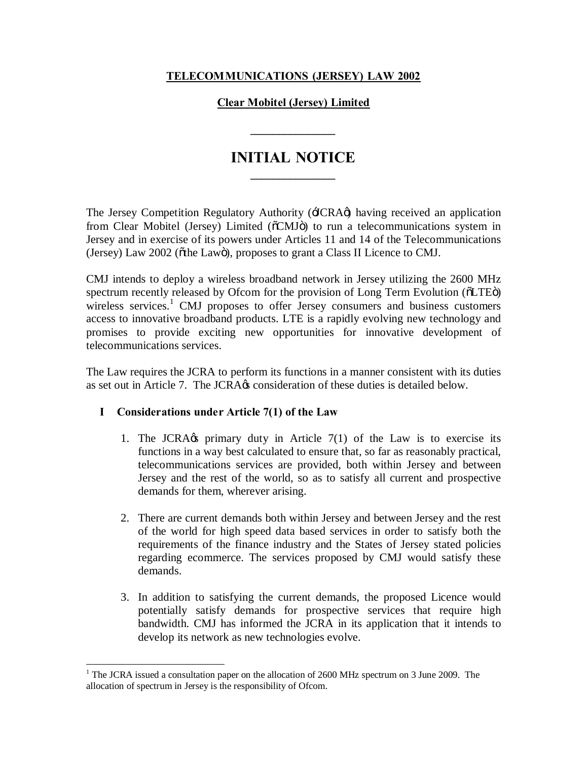**TELECOMMUNICATIONS (JERSEY) LAW 2002**

**Clear Mobitel (Jersey) Limited**

# INITIAL NOTICE

The Jersey Competition Regulatory Authority ('JCRA') having received an application from Clear Mobitel (Jersey) Limited ("CMJ") to run a telecommunications system in Jersey and in exercise of its powers under Articles 11 and 14 of the Telecommunications (Jersey) Law 2002 ("the Law"), proposes to grant a Class II Licence to CMJ.

CMJ intends to deploy a wireless broadband network in Jersey utilizing the 2600 MHz spectrum recently released by Ofcom for the provision of Long Term Evolution ("LTE") wireless services.[1] CMJ proposes to offer Jersey consumers and business customers access to innovative broadband products. LTE is a rapidly evolving new technology and promises to provide exciting new opportunities for innovative development of telecommunications services.

The Law requires the JCRA to perform its functions in a manner consistent with its duties as set out in Article 7. The JCRA's consideration of these duties is detailed below.

## I Considerations under Article 7(1) of the Law

1. The JCRA's primary duty in Article 7(1) of the Law is to exercise its functions in a way best calculated to ensure that, so far as reasonably practical, telecommunications services are provided, both within Jersey and between Jersey and the rest of the world, so as to satisfy all current and prospective demands for them, wherever arising.

2. There are current demands both within Jersey and between Jersey and the rest of the world for high speed data based services in order to satisfy both the requirements of the finance industry and the States of Jersey stated policies regarding ecommerce. The services proposed by CMJ would satisfy these demands.

3. In addition to satisfying the current demands, the proposed Licence would potentially satisfy demands for prospective services that require high bandwidth. CMJ has informed the JCRA in its application that it intends to develop its network as new technologies evolve.

[1] The JCRA issued a consultation paper on the allocation of 2600 MHz spectrum on 3 June 2009. The allocation of spectrum in Jersey is the responsibility of Ofcom.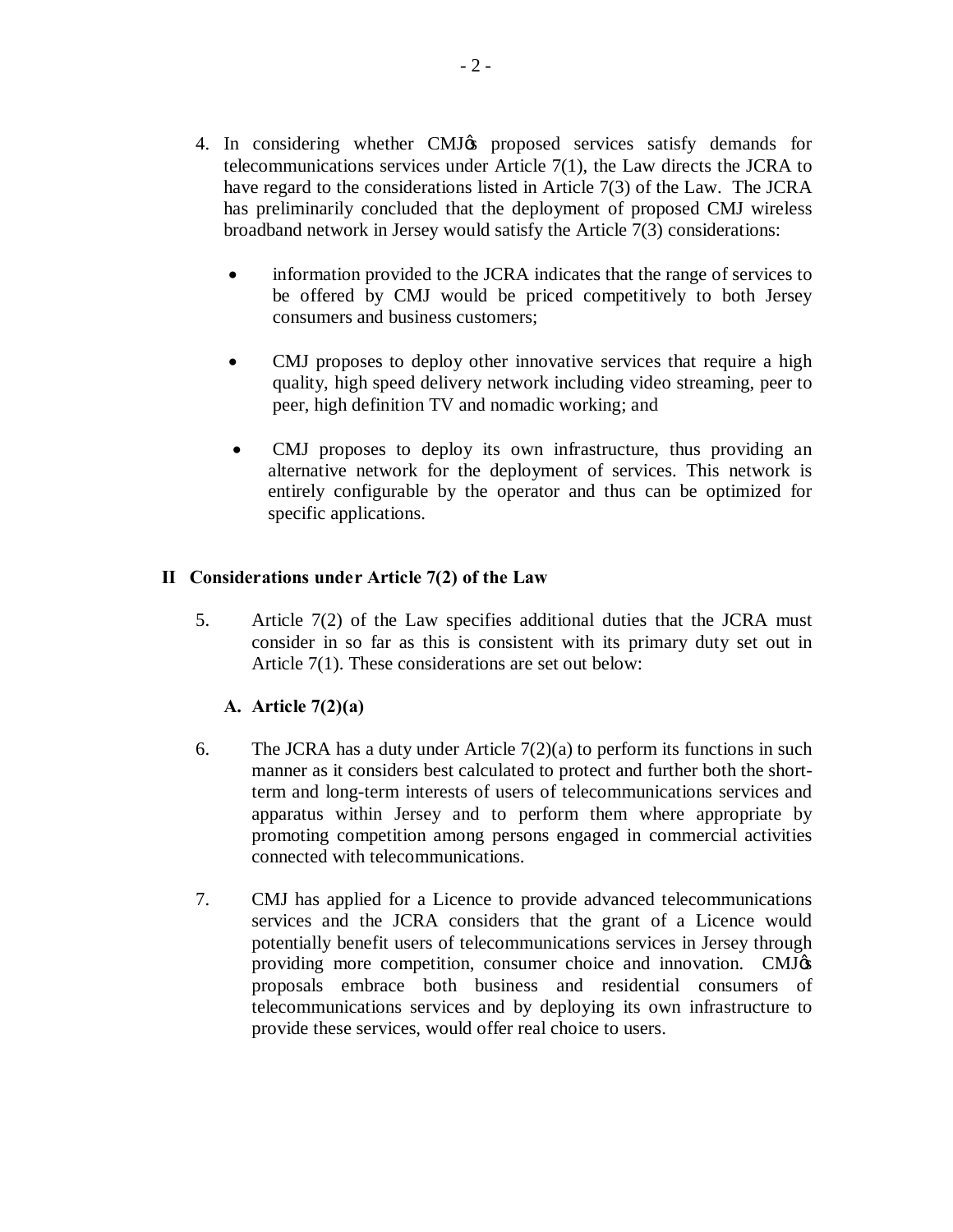4. In considering whether CMJ's proposed services satisfy demands for telecommunications services under Article 7(1), the Law directs the JCRA to have regard to the considerations listed in Article 7(3) of the Law. The JCRA has preliminarily concluded that the deployment of proposed CMJ wireless broadband network in Jersey would satisfy the Article 7(3) considerations:

   - information provided to the JCRA indicates that the range of services to be offered by CMJ would be priced competitively to both Jersey consumers and business customers;
   - CMJ proposes to deploy other innovative services that require a high quality, high speed delivery network including video streaming, peer to peer, high definition TV and nomadic working; and
   - CMJ proposes to deploy its own infrastructure, thus providing an alternative network for the deployment of services. This network is entirely configurable by the operator and thus can be optimized for specific applications.

## II Considerations under Article 7(2) of the Law

5. Article 7(2) of the Law specifies additional duties that the JCRA must consider in so far as this is consistent with its primary duty set out in Article 7(1). These considerations are set out below:

### A. Article 7(2)(a)

6. The JCRA has a duty under Article 7(2)(a) to perform its functions in such manner as it considers best calculated to protect and further both the short-term and long-term interests of users of telecommunications services and apparatus within Jersey and to perform them where appropriate by promoting competition among persons engaged in commercial activities connected with telecommunications.

7. CMJ has applied for a Licence to provide advanced telecommunications services and the JCRA considers that the grant of a Licence would potentially benefit users of telecommunications services in Jersey through providing more competition, consumer choice and innovation. CMJ's proposals embrace both business and residential consumers of telecommunications services and by deploying its own infrastructure to provide these services, would offer real choice to users.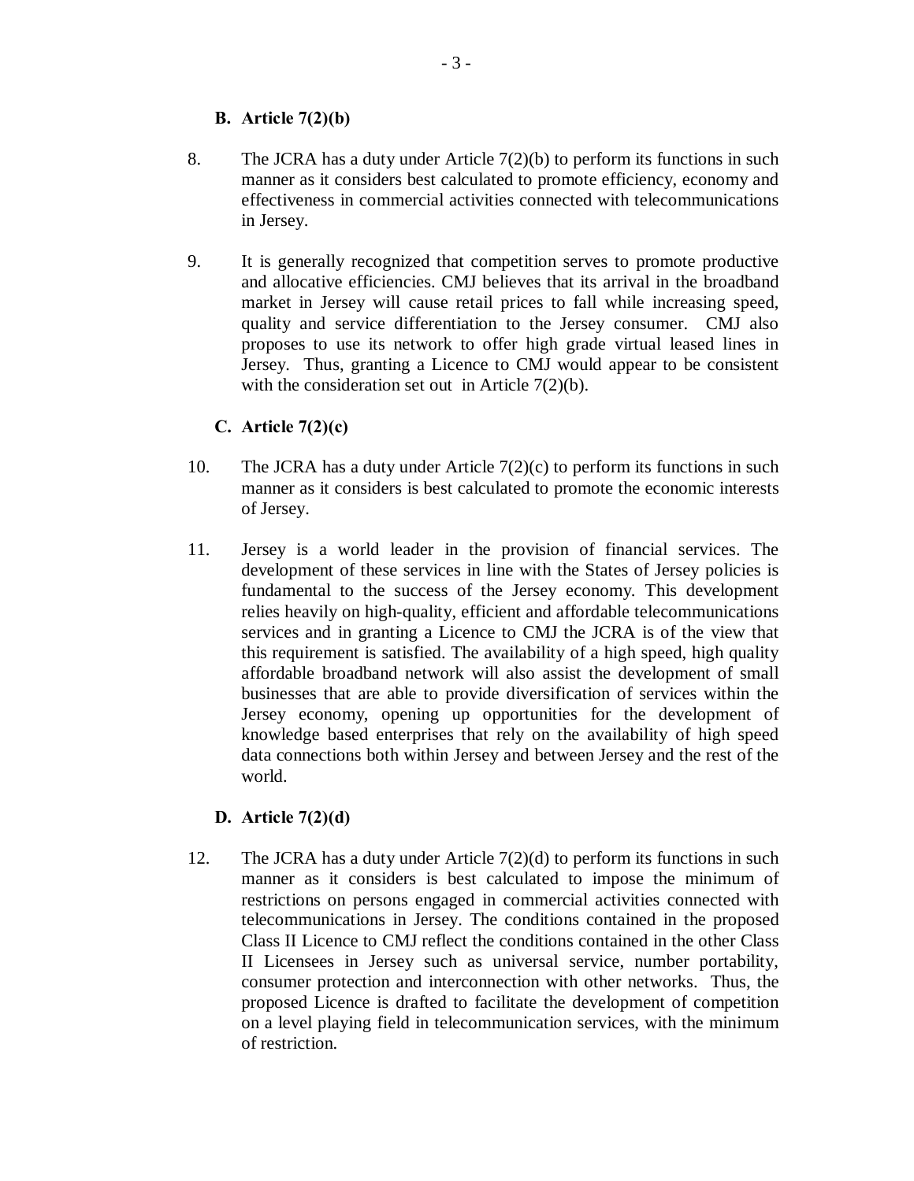### B. Article 7(2)(b)

8. The JCRA has a duty under Article 7(2)(b) to perform its functions in such manner as it considers best calculated to promote efficiency, economy and effectiveness in commercial activities connected with telecommunications in Jersey.

9. It is generally recognized that competition serves to promote productive and allocative efficiencies. CMJ believes that its arrival in the broadband market in Jersey will cause retail prices to fall while increasing speed, quality and service differentiation to the Jersey consumer. CMJ also proposes to use its network to offer high grade virtual leased lines in Jersey. Thus, granting a Licence to CMJ would appear to be consistent with the consideration set out in Article 7(2)(b).

### C. Article 7(2)(c)

10. The JCRA has a duty under Article 7(2)(c) to perform its functions in such manner as it considers is best calculated to promote the economic interests of Jersey.

11. Jersey is a world leader in the provision of financial services. The development of these services in line with the States of Jersey policies is fundamental to the success of the Jersey economy. This development relies heavily on high-quality, efficient and affordable telecommunications services and in granting a Licence to CMJ the JCRA is of the view that this requirement is satisfied. The availability of a high speed, high quality affordable broadband network will also assist the development of small businesses that are able to provide diversification of services within the Jersey economy, opening up opportunities for the development of knowledge based enterprises that rely on the availability of high speed data connections both within Jersey and between Jersey and the rest of the world.

### D. Article 7(2)(d)

12. The JCRA has a duty under Article 7(2)(d) to perform its functions in such manner as it considers is best calculated to impose the minimum of restrictions on persons engaged in commercial activities connected with telecommunications in Jersey. The conditions contained in the proposed Class II Licence to CMJ reflect the conditions contained in the other Class II Licensees in Jersey such as universal service, number portability, consumer protection and interconnection with other networks. Thus, the proposed Licence is drafted to facilitate the development of competition on a level playing field in telecommunication services, with the minimum of restriction.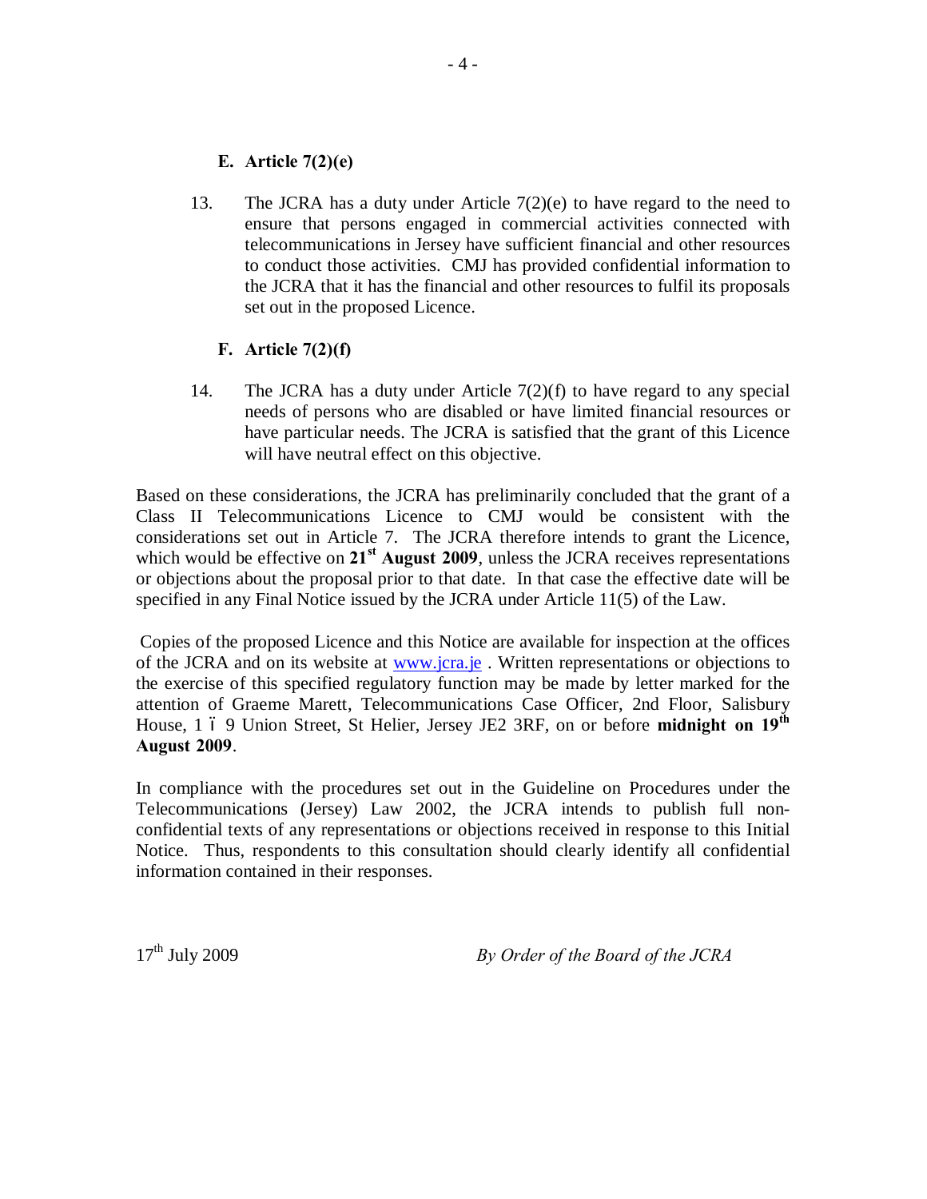### E. Article 7(2)(e)

13. The JCRA has a duty under Article 7(2)(e) to have regard to the need to ensure that persons engaged in commercial activities connected with telecommunications in Jersey have sufficient financial and other resources to conduct those activities. CMJ has provided confidential information to the JCRA that it has the financial and other resources to fulfil its proposals set out in the proposed Licence.

### F. Article 7(2)(f)

14. The JCRA has a duty under Article 7(2)(f) to have regard to any special needs of persons who are disabled or have limited financial resources or have particular needs. The JCRA is satisfied that the grant of this Licence will have neutral effect on this objective.

Based on these considerations, the JCRA has preliminarily concluded that the grant of a Class II Telecommunications Licence to CMJ would be consistent with the considerations set out in Article 7. The JCRA therefore intends to grant the Licence, which would be effective on **21st August 2009**, unless the JCRA receives representations or objections about the proposal prior to that date. In that case the effective date will be specified in any Final Notice issued by the JCRA under Article 11(5) of the Law.

Copies of the proposed Licence and this Notice are available for inspection at the offices of the JCRA and on its website at www.jcra.je . Written representations or objections to the exercise of this specified regulatory function may be made by letter marked for the attention of Graeme Marett, Telecommunications Case Officer, 2nd Floor, Salisbury House, 1 – 9 Union Street, St Helier, Jersey JE2 3RF, on or before **midnight on 19th August 2009**.

In compliance with the procedures set out in the Guideline on Procedures under the Telecommunications (Jersey) Law 2002, the JCRA intends to publish full non-confidential texts of any representations or objections received in response to this Initial Notice. Thus, respondents to this consultation should clearly identify all confidential information contained in their responses.

17th July 2009 *By Order of the Board of the JCRA*